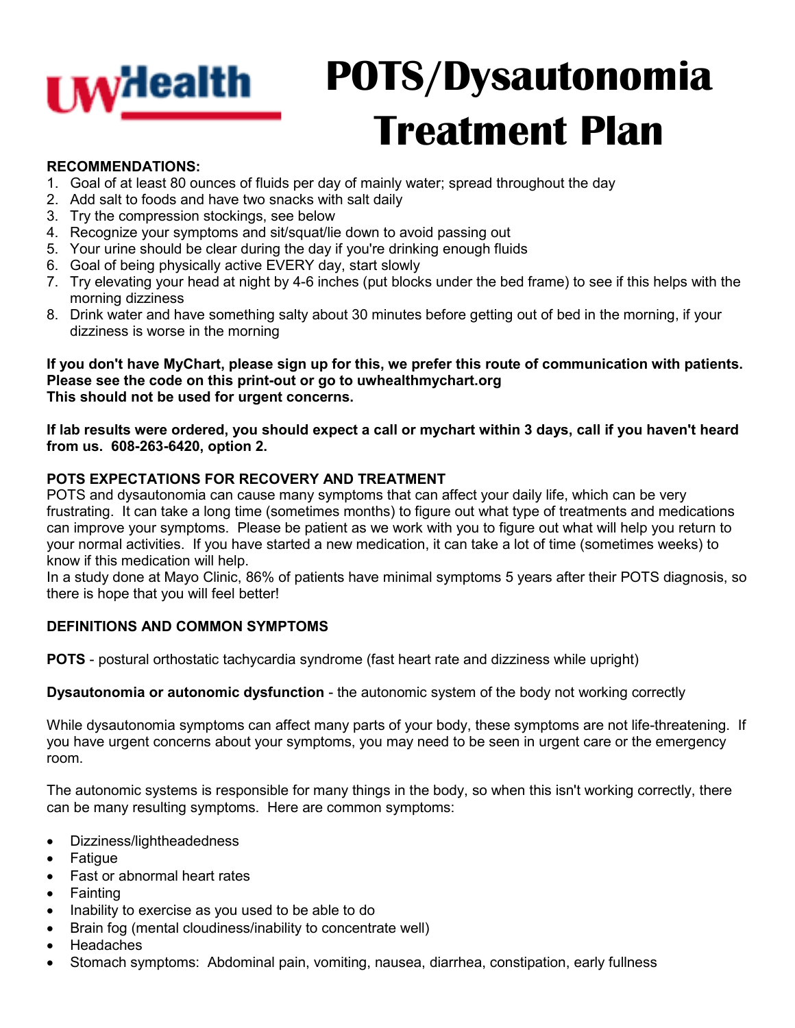UW Health

# POTS/Dysautonomia Treatment Plan

**RECOMMENDATIONS:**

1. Goal of at least 80 ounces of fluids per day of mainly water; spread throughout the day
2. Add salt to foods and have two snacks with salt daily
3. Try the compression stockings, see below
4. Recognize your symptoms and sit/squat/lie down to avoid passing out
5. Your urine should be clear during the day if you're drinking enough fluids
6. Goal of being physically active EVERY day, start slowly
7. Try elevating your head at night by 4-6 inches (put blocks under the bed frame) to see if this helps with the morning dizziness
8. Drink water and have something salty about 30 minutes before getting out of bed in the morning, if your dizziness is worse in the morning

**If you don't have MyChart, please sign up for this, we prefer this route of communication with patients. Please see the code on this print-out or go to uwhealthmychart.org**
**This should not be used for urgent concerns.**

**If lab results were ordered, you should expect a call or mychart within 3 days, call if you haven't heard from us. 608-263-6420, option 2.**

**POTS EXPECTATIONS FOR RECOVERY AND TREATMENT**

POTS and dysautonomia can cause many symptoms that can affect your daily life, which can be very frustrating. It can take a long time (sometimes months) to figure out what type of treatments and medications can improve your symptoms. Please be patient as we work with you to figure out what will help you return to your normal activities. If you have started a new medication, it can take a lot of time (sometimes weeks) to know if this medication will help.
In a study done at Mayo Clinic, 86% of patients have minimal symptoms 5 years after their POTS diagnosis, so there is hope that you will feel better!

**DEFINITIONS AND COMMON SYMPTOMS**

**POTS** - postural orthostatic tachycardia syndrome (fast heart rate and dizziness while upright)

**Dysautonomia or autonomic dysfunction** - the autonomic system of the body not working correctly

While dysautonomia symptoms can affect many parts of your body, these symptoms are not life-threatening. If you have urgent concerns about your symptoms, you may need to be seen in urgent care or the emergency room.

The autonomic systems is responsible for many things in the body, so when this isn't working correctly, there can be many resulting symptoms. Here are common symptoms:

- Dizziness/lightheadedness
- Fatigue
- Fast or abnormal heart rates
- Fainting
- Inability to exercise as you used to be able to do
- Brain fog (mental cloudiness/inability to concentrate well)
- Headaches
- Stomach symptoms: Abdominal pain, vomiting, nausea, diarrhea, constipation, early fullness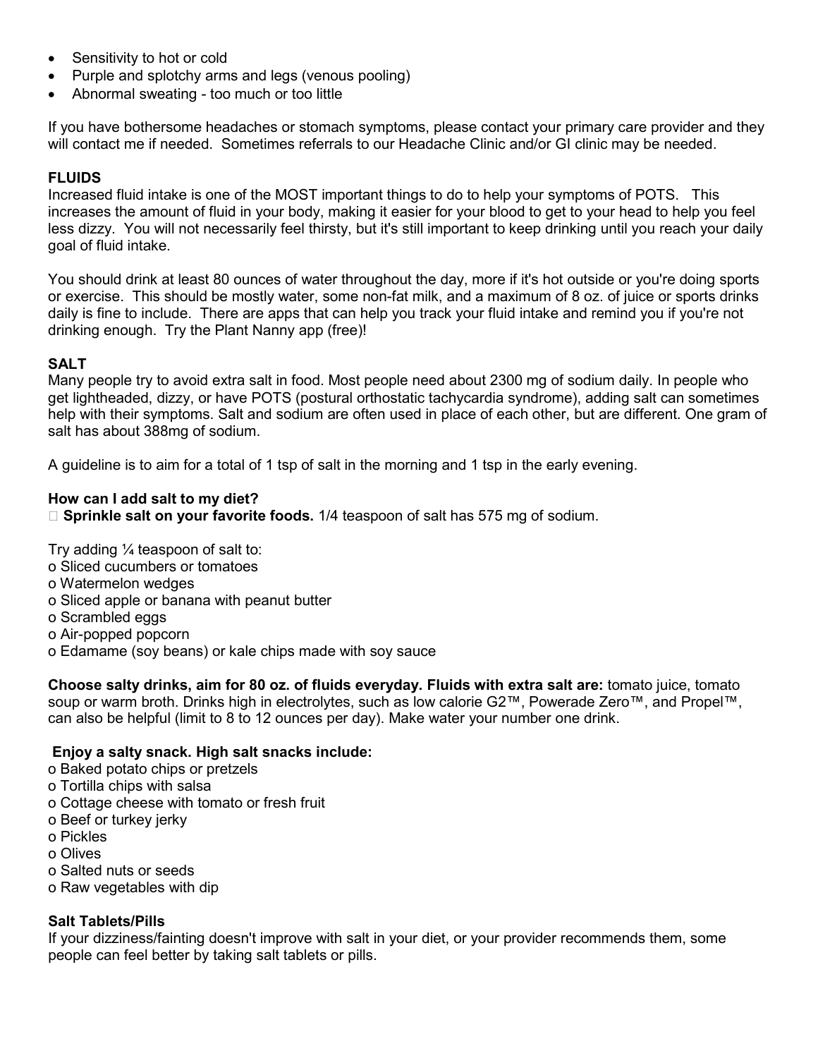- Sensitivity to hot or cold
- Purple and splotchy arms and legs (venous pooling)
- Abnormal sweating - too much or too little

If you have bothersome headaches or stomach symptoms, please contact your primary care provider and they will contact me if needed. Sometimes referrals to our Headache Clinic and/or GI clinic may be needed.

## FLUIDS

Increased fluid intake is one of the MOST important things to do to help your symptoms of POTS. This increases the amount of fluid in your body, making it easier for your blood to get to your head to help you feel less dizzy. You will not necessarily feel thirsty, but it's still important to keep drinking until you reach your daily goal of fluid intake.

You should drink at least 80 ounces of water throughout the day, more if it's hot outside or you're doing sports or exercise. This should be mostly water, some non-fat milk, and a maximum of 8 oz. of juice or sports drinks daily is fine to include. There are apps that can help you track your fluid intake and remind you if you're not drinking enough. Try the Plant Nanny app (free)!

## SALT

Many people try to avoid extra salt in food. Most people need about 2300 mg of sodium daily. In people who get lightheaded, dizzy, or have POTS (postural orthostatic tachycardia syndrome), adding salt can sometimes help with their symptoms. Salt and sodium are often used in place of each other, but are different. One gram of salt has about 388mg of sodium.

A guideline is to aim for a total of 1 tsp of salt in the morning and 1 tsp in the early evening.

### How can I add salt to my diet?

- **Sprinkle salt on your favorite foods.** 1/4 teaspoon of salt has 575 mg of sodium.

Try adding ¼ teaspoon of salt to:
- Sliced cucumbers or tomatoes
- Watermelon wedges
- Sliced apple or banana with peanut butter
- Scrambled eggs
- Air-popped popcorn
- Edamame (soy beans) or kale chips made with soy sauce

**Choose salty drinks, aim for 80 oz. of fluids everyday. Fluids with extra salt are:** tomato juice, tomato soup or warm broth. Drinks high in electrolytes, such as low calorie G2™, Powerade Zero™, and Propel™, can also be helpful (limit to 8 to 12 ounces per day). Make water your number one drink.

**Enjoy a salty snack. High salt snacks include:**
- Baked potato chips or pretzels
- Tortilla chips with salsa
- Cottage cheese with tomato or fresh fruit
- Beef or turkey jerky
- Pickles
- Olives
- Salted nuts or seeds
- Raw vegetables with dip

### Salt Tablets/Pills

If your dizziness/fainting doesn't improve with salt in your diet, or your provider recommends them, some people can feel better by taking salt tablets or pills.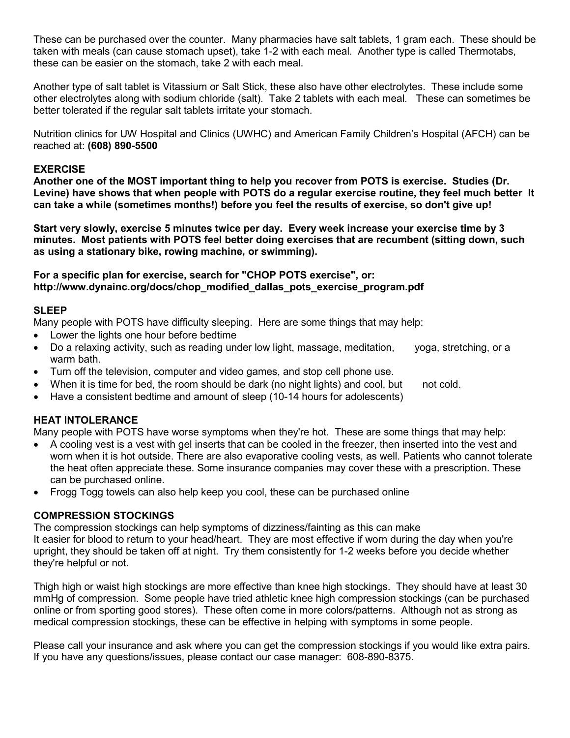These can be purchased over the counter. Many pharmacies have salt tablets, 1 gram each. These should be taken with meals (can cause stomach upset), take 1-2 with each meal. Another type is called Thermotabs, these can be easier on the stomach, take 2 with each meal.

Another type of salt tablet is Vitassium or Salt Stick, these also have other electrolytes. These include some other electrolytes along with sodium chloride (salt). Take 2 tablets with each meal. These can sometimes be better tolerated if the regular salt tablets irritate your stomach.

Nutrition clinics for UW Hospital and Clinics (UWHC) and American Family Children's Hospital (AFCH) can be reached at: **(608) 890-5500**

## EXERCISE

**Another one of the MOST important thing to help you recover from POTS is exercise. Studies (Dr. Levine) have shows that when people with POTS do a regular exercise routine, they feel much better It can take a while (sometimes months!) before you feel the results of exercise, so don't give up!**

**Start very slowly, exercise 5 minutes twice per day. Every week increase your exercise time by 3 minutes. Most patients with POTS feel better doing exercises that are recumbent (sitting down, such as using a stationary bike, rowing machine, or swimming).**

**For a specific plan for exercise, search for "CHOP POTS exercise", or: http://www.dynainc.org/docs/chop_modified_dallas_pots_exercise_program.pdf**

## SLEEP

Many people with POTS have difficulty sleeping. Here are some things that may help:

- Lower the lights one hour before bedtime
- Do a relaxing activity, such as reading under low light, massage, meditation, yoga, stretching, or a warm bath.
- Turn off the television, computer and video games, and stop cell phone use.
- When it is time for bed, the room should be dark (no night lights) and cool, but not cold.
- Have a consistent bedtime and amount of sleep (10-14 hours for adolescents)

## HEAT INTOLERANCE

Many people with POTS have worse symptoms when they're hot. These are some things that may help:

- A cooling vest is a vest with gel inserts that can be cooled in the freezer, then inserted into the vest and worn when it is hot outside. There are also evaporative cooling vests, as well. Patients who cannot tolerate the heat often appreciate these. Some insurance companies may cover these with a prescription. These can be purchased online.
- Frogg Togg towels can also help keep you cool, these can be purchased online

## COMPRESSION STOCKINGS

The compression stockings can help symptoms of dizziness/fainting as this can make It easier for blood to return to your head/heart. They are most effective if worn during the day when you're upright, they should be taken off at night. Try them consistently for 1-2 weeks before you decide whether they're helpful or not.

Thigh high or waist high stockings are more effective than knee high stockings. They should have at least 30 mmHg of compression. Some people have tried athletic knee high compression stockings (can be purchased online or from sporting good stores). These often come in more colors/patterns. Although not as strong as medical compression stockings, these can be effective in helping with symptoms in some people.

Please call your insurance and ask where you can get the compression stockings if you would like extra pairs. If you have any questions/issues, please contact our case manager: 608-890-8375.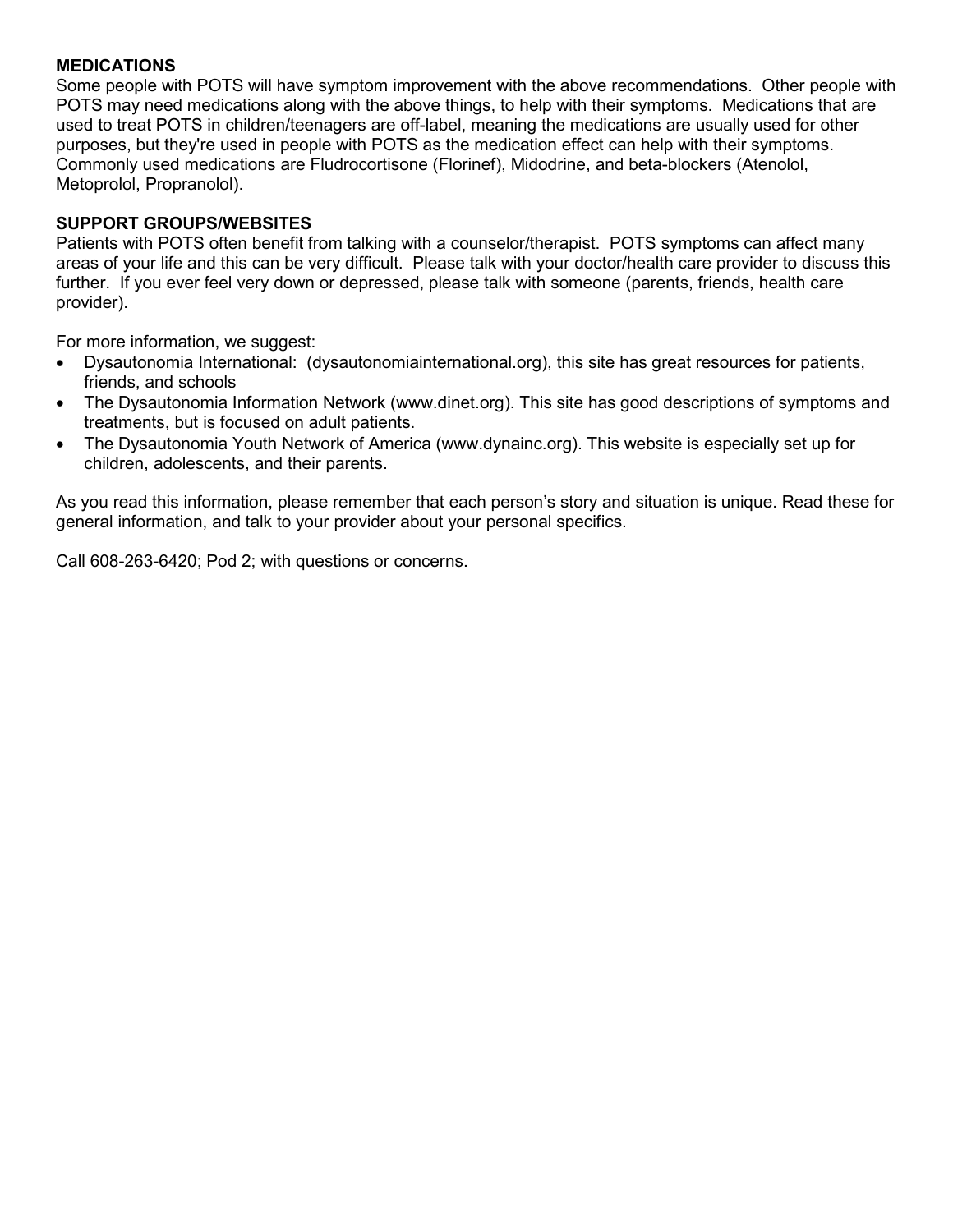## MEDICATIONS

Some people with POTS will have symptom improvement with the above recommendations. Other people with POTS may need medications along with the above things, to help with their symptoms. Medications that are used to treat POTS in children/teenagers are off-label, meaning the medications are usually used for other purposes, but they're used in people with POTS as the medication effect can help with their symptoms. Commonly used medications are Fludrocortisone (Florinef), Midodrine, and beta-blockers (Atenolol, Metoprolol, Propranolol).

## SUPPORT GROUPS/WEBSITES

Patients with POTS often benefit from talking with a counselor/therapist. POTS symptoms can affect many areas of your life and this can be very difficult. Please talk with your doctor/health care provider to discuss this further. If you ever feel very down or depressed, please talk with someone (parents, friends, health care provider).

For more information, we suggest:

- Dysautonomia International: (dysautonomiainternational.org), this site has great resources for patients, friends, and schools
- The Dysautonomia Information Network (www.dinet.org). This site has good descriptions of symptoms and treatments, but is focused on adult patients.
- The Dysautonomia Youth Network of America (www.dynainc.org). This website is especially set up for children, adolescents, and their parents.

As you read this information, please remember that each person's story and situation is unique. Read these for general information, and talk to your provider about your personal specifics.

Call 608-263-6420; Pod 2; with questions or concerns.